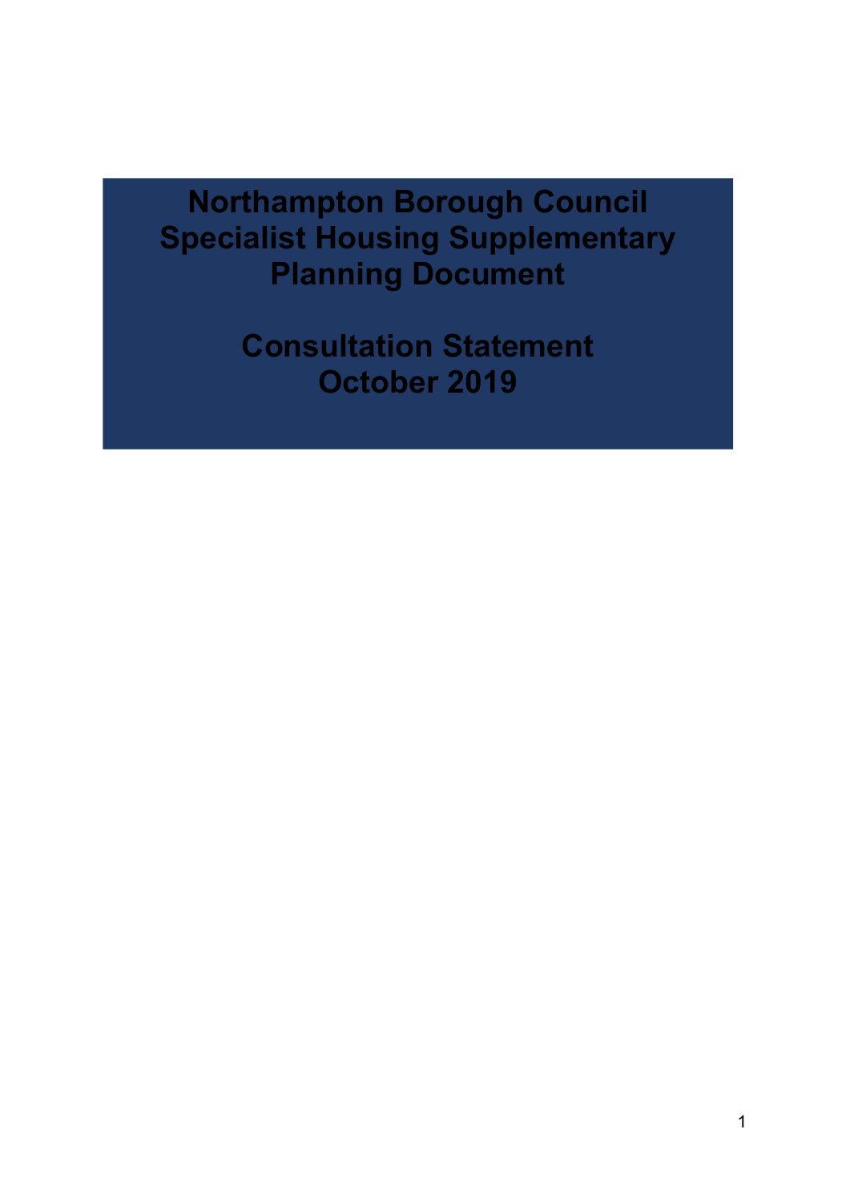# Northampton Borough Council Specialist Housing Supplementary Planning Document

## Consultation Statement October 2019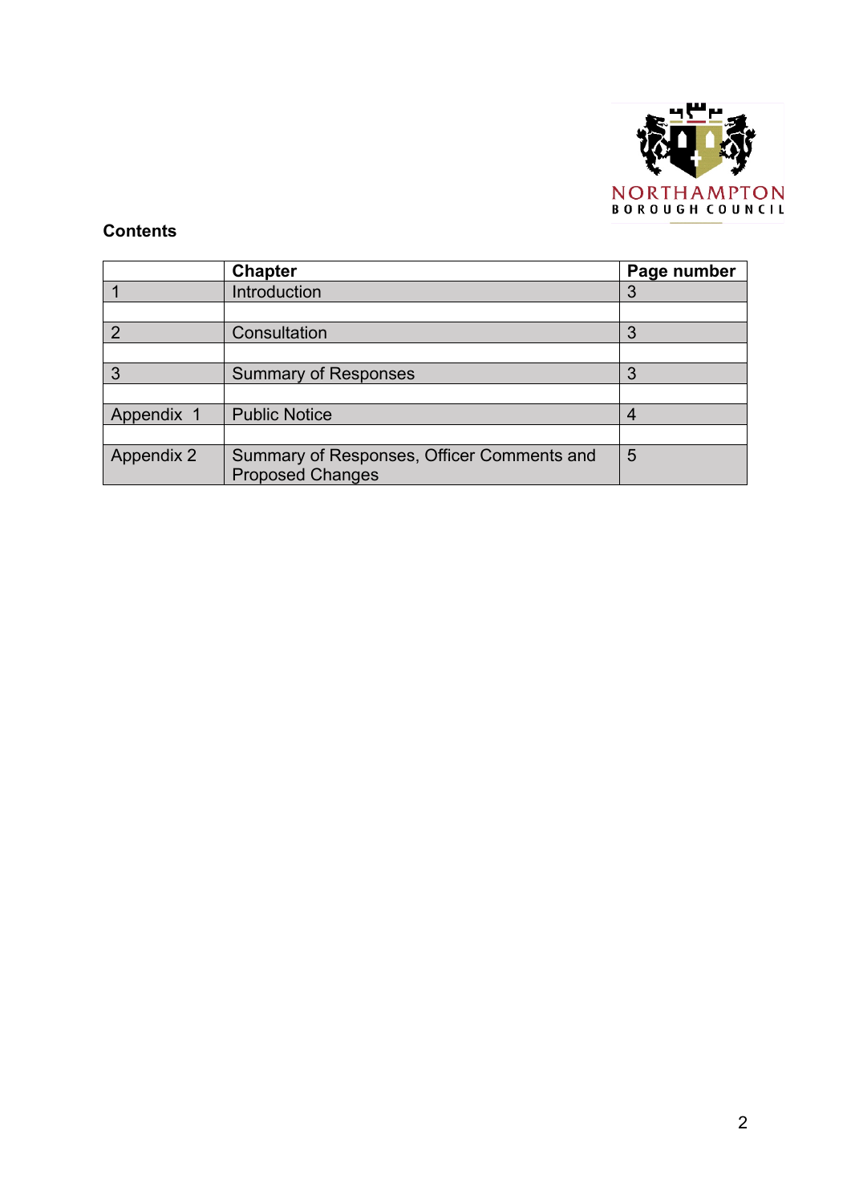**Contents**

| | Chapter | Page number |
|---|---|---|
| 1 | Introduction | 3 |
| | | |
| 2 | Consultation | 3 |
| | | |
| 3 | Summary of Responses | 3 |
| | | |
| Appendix 1 | Public Notice | 4 |
| | | |
| Appendix 2 | Summary of Responses, Officer Comments and Proposed Changes | 5 |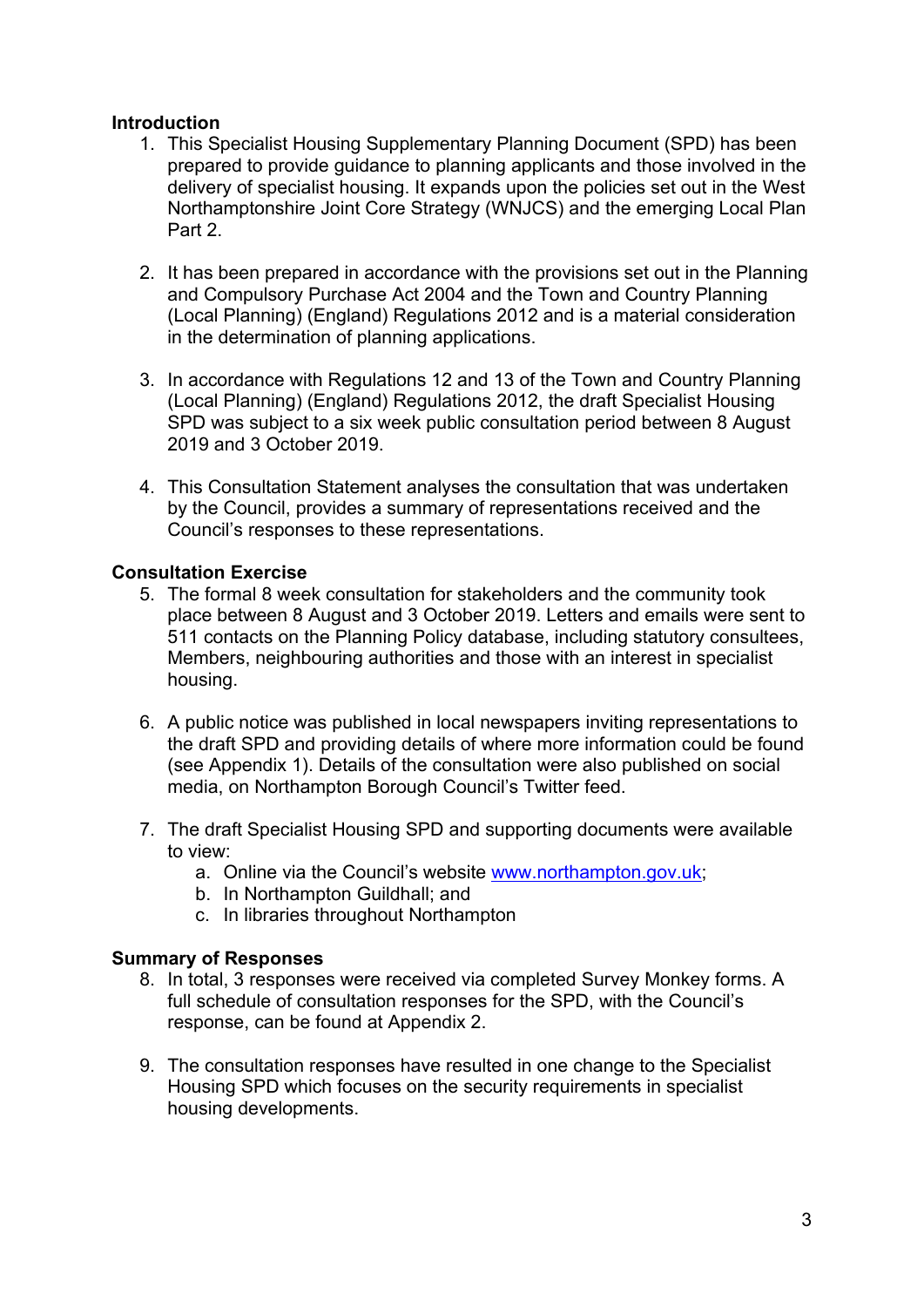**Introduction**

1. This Specialist Housing Supplementary Planning Document (SPD) has been prepared to provide guidance to planning applicants and those involved in the delivery of specialist housing. It expands upon the policies set out in the West Northamptonshire Joint Core Strategy (WNJCS) and the emerging Local Plan Part 2.

2. It has been prepared in accordance with the provisions set out in the Planning and Compulsory Purchase Act 2004 and the Town and Country Planning (Local Planning) (England) Regulations 2012 and is a material consideration in the determination of planning applications.

3. In accordance with Regulations 12 and 13 of the Town and Country Planning (Local Planning) (England) Regulations 2012, the draft Specialist Housing SPD was subject to a six week public consultation period between 8 August 2019 and 3 October 2019.

4. This Consultation Statement analyses the consultation that was undertaken by the Council, provides a summary of representations received and the Council's responses to these representations.

**Consultation Exercise**

5. The formal 8 week consultation for stakeholders and the community took place between 8 August and 3 October 2019. Letters and emails were sent to 511 contacts on the Planning Policy database, including statutory consultees, Members, neighbouring authorities and those with an interest in specialist housing.

6. A public notice was published in local newspapers inviting representations to the draft SPD and providing details of where more information could be found (see Appendix 1). Details of the consultation were also published on social media, on Northampton Borough Council's Twitter feed.

7. The draft Specialist Housing SPD and supporting documents were available to view:
   a. Online via the Council's website [www.northampton.gov.uk](http://www.northampton.gov.uk);
   b. In Northampton Guildhall; and
   c. In libraries throughout Northampton

**Summary of Responses**

8. In total, 3 responses were received via completed Survey Monkey forms. A full schedule of consultation responses for the SPD, with the Council's response, can be found at Appendix 2.

9. The consultation responses have resulted in one change to the Specialist Housing SPD which focuses on the security requirements in specialist housing developments.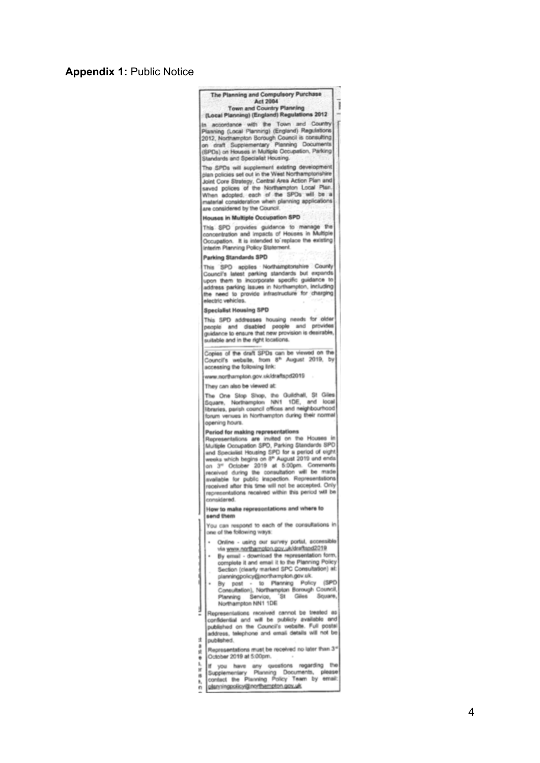**Appendix 1:** Public Notice

**The Planning and Compulsory Purchase Act 2004**
**Town and Country Planning (Local Planning) (England) Regulations 2012**

In accordance with the Town and Country Planning (Local Planning) (England) Regulations 2012, Northampton Borough Council is consulting on draft Supplementary Planning Documents (SPDs) on Houses in Multiple Occupation, Parking Standards and Specialist Housing.

The SPDs will supplement existing development plan policies set out in the West Northamptonshire Joint Core Strategy, Central Area Action Plan and saved polices of the Northampton Local Plan. When adopted, each of the SPDs will be a material consideration when planning applications are considered by the Council.

**Houses in Multiple Occupation SPD**

This SPD provides guidance to manage the concentration and impacts of Houses in Multiple Occupation. It is intended to replace the existing Interim Planning Policy Statement.

**Parking Standards SPD**

This SPD applies Northamptonshire County Council's latest parking standards but expands upon them to incorporate specific guidance to address parking issues in Northampton, including the need to provide infrastructure for charging electric vehicles.

**Specialist Housing SPD**

This SPD addresses housing needs for older people and disabled people and provides guidance to ensure that new provision is desirable, suitable and in the right locations.

Copies of the draft SPDs can be viewed on the Council's website, from 8th August 2019, by accessing the following link:

www.northampton.gov.uk/draftspd2019

They can also be viewed at:

The One Stop Shop, the Guildhall, St Giles Square, Northampton NN1 1DE, and local libraries, parish council offices and neighbourhood forum venues in Northampton during their normal opening hours.

**Period for making representations**

Representations are invited on the Houses in Multiple Occupation SPD, Parking Standards SPD and Specialist Housing SPD for a period of eight weeks which begins on 8th August 2019 and ends on 3rd October 2019 at 5:00pm. Comments received during the consultation will be made available for public inspection. Representations received after this time will not be accepted. Only representations received within this period will be considered.

**How to make representations and where to send them**

You can respond to each of the consultations in one of the following ways:

- Online - using our survey portal, accessible via www.northampton.gov.uk/draftspd2019
- By email - download the representation form, complete it and email it to the Planning Policy Section (clearly marked SPC Consultation) at: planningpolicy@northampton.gov.uk.
- By post - to Planning Policy (SPD Consultation), Northampton Borough Council, Planning Service, St Giles Square, Northampton NN1 1DE

Representations received cannot be treated as confidential and will be publicly available and published on the Council's website. Full postal address, telephone and email details will not be published.

Representations must be received no later than 3rd October 2019 at 5:00pm.

If you have any questions regarding the Supplementary Planning Documents, please contact the Planning Policy Team by email: planningpolicy@northampton.gov.uk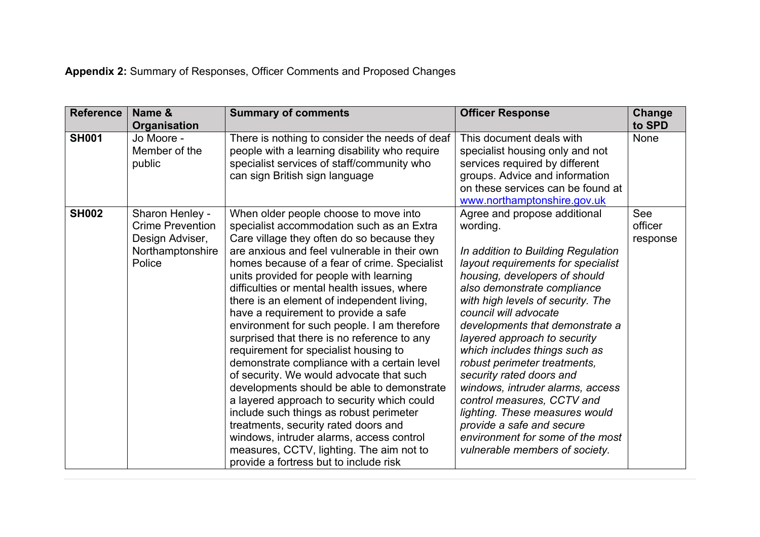**Appendix 2:** Summary of Responses, Officer Comments and Proposed Changes

| Reference | Name & Organisation | Summary of comments | Officer Response | Change to SPD |
|---|---|---|---|---|
| **SH001** | Jo Moore - Member of the public | There is nothing to consider the needs of deaf people with a learning disability who require specialist services of staff/community who can sign British sign language | This document deals with specialist housing only and not services required by different groups. Advice and information on these services can be found at www.northamptonshire.gov.uk | None |
| **SH002** | Sharon Henley - Crime Prevention Design Adviser, Northamptonshire Police | When older people choose to move into specialist accommodation such as an Extra Care village they often do so because they are anxious and feel vulnerable in their own homes because of a fear of crime. Specialist units provided for people with learning difficulties or mental health issues, where there is an element of independent living, have a requirement to provide a safe environment for such people. I am therefore surprised that there is no reference to any requirement for specialist housing to demonstrate compliance with a certain level of security. We would advocate that such developments should be able to demonstrate a layered approach to security which could include such things as robust perimeter treatments, security rated doors and windows, intruder alarms, access control measures, CCTV, lighting. The aim not to provide a fortress but to include risk | Agree and propose additional wording.<br><br>*In addition to Building Regulation layout requirements for specialist housing, developers of should also demonstrate compliance with high levels of security. The council will advocate developments that demonstrate a layered approach to security which includes things such as robust perimeter treatments, security rated doors and windows, intruder alarms, access control measures, CCTV and lighting. These measures would provide a safe and secure environment for some of the most vulnerable members of society.* | See officer response |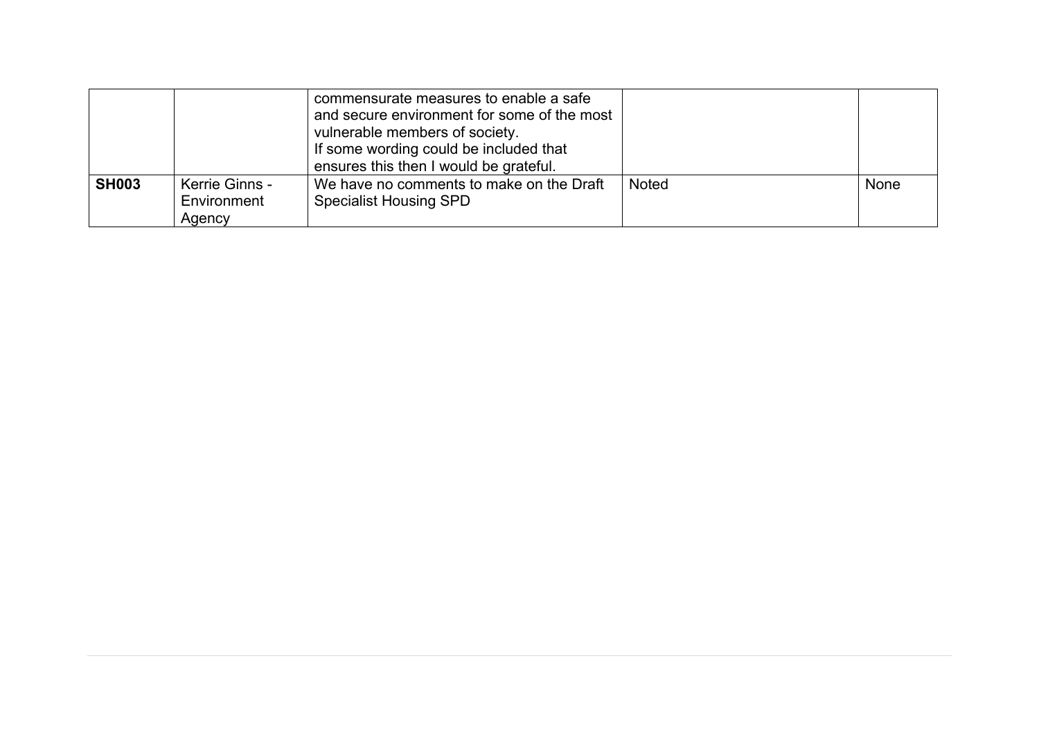| | | | | |
|---|---|---|---|---|
| | | commensurate measures to enable a safe and secure environment for some of the most vulnerable members of society.<br>If some wording could be included that ensures this then I would be grateful. | | |
| **SH003** | Kerrie Ginns - Environment Agency | We have no comments to make on the Draft Specialist Housing SPD | Noted | None |